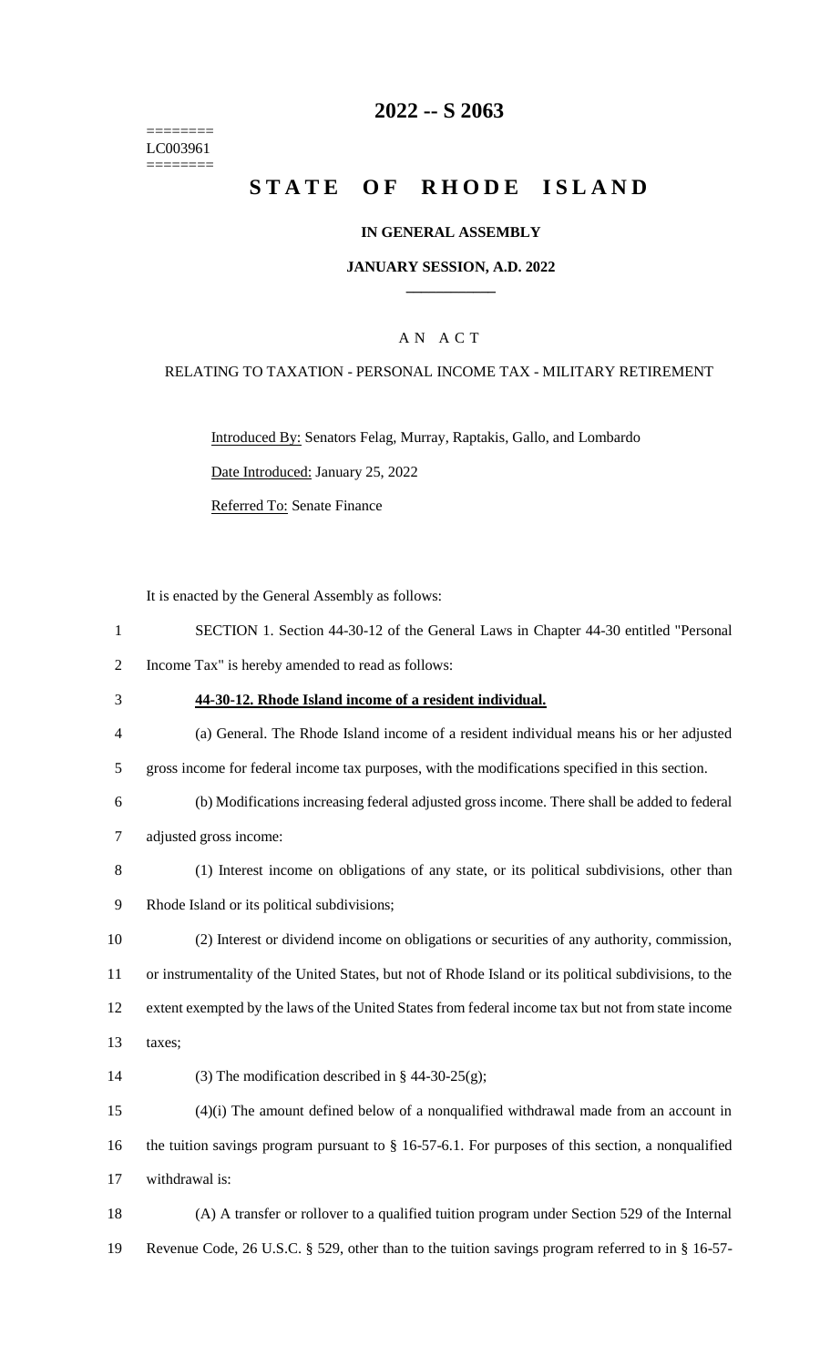# 2022 -- S 2063

========
LC003961
========

# STATE OF RHODE ISLAND

## IN GENERAL ASSEMBLY

### JANUARY SESSION, A.D. 2022

____________

### A N A C T

RELATING TO TAXATION - PERSONAL INCOME TAX - MILITARY RETIREMENT

Introduced By: Senators Felag, Murray, Raptakis, Gallo, and Lombardo

Date Introduced: January 25, 2022

Referred To: Senate Finance

It is enacted by the General Assembly as follows:

1 SECTION 1. Section 44-30-12 of the General Laws in Chapter 44-30 entitled "Personal
2 Income Tax" is hereby amended to read as follows:

3 **44-30-12. Rhode Island income of a resident individual.**

4 (a) General. The Rhode Island income of a resident individual means his or her adjusted
5 gross income for federal income tax purposes, with the modifications specified in this section.

6 (b) Modifications increasing federal adjusted gross income. There shall be added to federal
7 adjusted gross income:

8 (1) Interest income on obligations of any state, or its political subdivisions, other than
9 Rhode Island or its political subdivisions;

10 (2) Interest or dividend income on obligations or securities of any authority, commission,
11 or instrumentality of the United States, but not of Rhode Island or its political subdivisions, to the
12 extent exempted by the laws of the United States from federal income tax but not from state income
13 taxes;

14 (3) The modification described in § 44-30-25(g);

15 (4)(i) The amount defined below of a nonqualified withdrawal made from an account in
16 the tuition savings program pursuant to § 16-57-6.1. For purposes of this section, a nonqualified
17 withdrawal is:

18 (A) A transfer or rollover to a qualified tuition program under Section 529 of the Internal
19 Revenue Code, 26 U.S.C. § 529, other than to the tuition savings program referred to in § 16-57-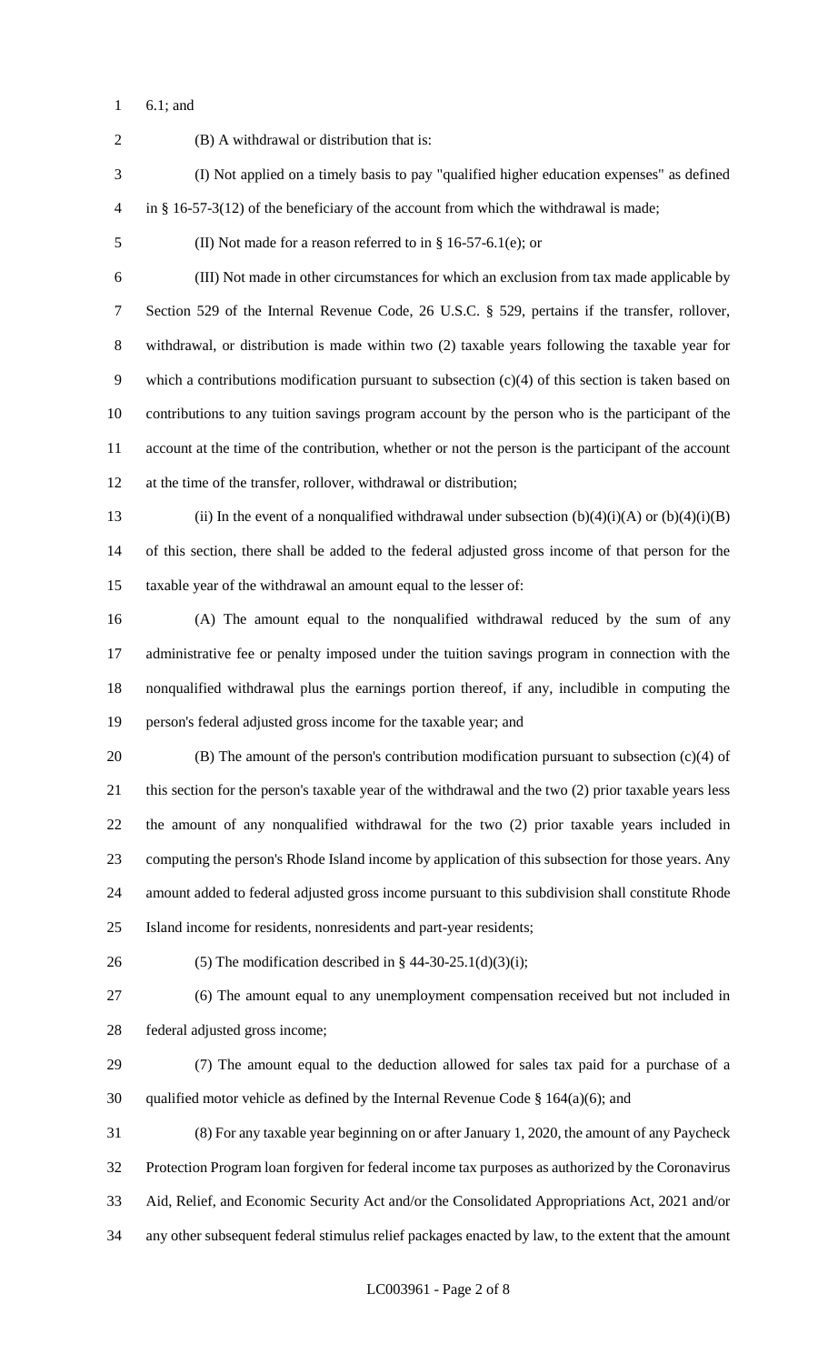6.1; and

(B) A withdrawal or distribution that is:

(I) Not applied on a timely basis to pay "qualified higher education expenses" as defined in § 16-57-3(12) of the beneficiary of the account from which the withdrawal is made;

(II) Not made for a reason referred to in § 16-57-6.1(e); or

(III) Not made in other circumstances for which an exclusion from tax made applicable by Section 529 of the Internal Revenue Code, 26 U.S.C. § 529, pertains if the transfer, rollover, withdrawal, or distribution is made within two (2) taxable years following the taxable year for which a contributions modification pursuant to subsection (c)(4) of this section is taken based on contributions to any tuition savings program account by the person who is the participant of the account at the time of the contribution, whether or not the person is the participant of the account at the time of the transfer, rollover, withdrawal or distribution;

(ii) In the event of a nonqualified withdrawal under subsection (b)(4)(i)(A) or (b)(4)(i)(B) of this section, there shall be added to the federal adjusted gross income of that person for the taxable year of the withdrawal an amount equal to the lesser of:

(A) The amount equal to the nonqualified withdrawal reduced by the sum of any administrative fee or penalty imposed under the tuition savings program in connection with the nonqualified withdrawal plus the earnings portion thereof, if any, includible in computing the person's federal adjusted gross income for the taxable year; and

(B) The amount of the person's contribution modification pursuant to subsection (c)(4) of this section for the person's taxable year of the withdrawal and the two (2) prior taxable years less the amount of any nonqualified withdrawal for the two (2) prior taxable years included in computing the person's Rhode Island income by application of this subsection for those years. Any amount added to federal adjusted gross income pursuant to this subdivision shall constitute Rhode Island income for residents, nonresidents and part-year residents;

(5) The modification described in § 44-30-25.1(d)(3)(i);

(6) The amount equal to any unemployment compensation received but not included in federal adjusted gross income;

(7) The amount equal to the deduction allowed for sales tax paid for a purchase of a qualified motor vehicle as defined by the Internal Revenue Code § 164(a)(6); and

(8) For any taxable year beginning on or after January 1, 2020, the amount of any Paycheck Protection Program loan forgiven for federal income tax purposes as authorized by the Coronavirus Aid, Relief, and Economic Security Act and/or the Consolidated Appropriations Act, 2021 and/or any other subsequent federal stimulus relief packages enacted by law, to the extent that the amount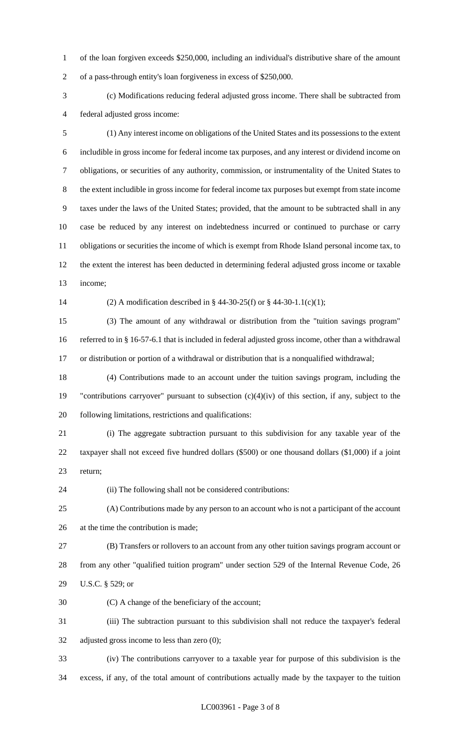of the loan forgiven exceeds $250,000, including an individual's distributive share of the amount of a pass-through entity's loan forgiveness in excess of $250,000.

(c) Modifications reducing federal adjusted gross income. There shall be subtracted from federal adjusted gross income:

(1) Any interest income on obligations of the United States and its possessions to the extent includible in gross income for federal income tax purposes, and any interest or dividend income on obligations, or securities of any authority, commission, or instrumentality of the United States to the extent includible in gross income for federal income tax purposes but exempt from state income taxes under the laws of the United States; provided, that the amount to be subtracted shall in any case be reduced by any interest on indebtedness incurred or continued to purchase or carry obligations or securities the income of which is exempt from Rhode Island personal income tax, to the extent the interest has been deducted in determining federal adjusted gross income or taxable income;

(2) A modification described in § 44-30-25(f) or § 44-30-1.1(c)(1);

(3) The amount of any withdrawal or distribution from the "tuition savings program" referred to in § 16-57-6.1 that is included in federal adjusted gross income, other than a withdrawal or distribution or portion of a withdrawal or distribution that is a nonqualified withdrawal;

(4) Contributions made to an account under the tuition savings program, including the "contributions carryover" pursuant to subsection (c)(4)(iv) of this section, if any, subject to the following limitations, restrictions and qualifications:

(i) The aggregate subtraction pursuant to this subdivision for any taxable year of the taxpayer shall not exceed five hundred dollars ($500) or one thousand dollars ($1,000) if a joint return;

(ii) The following shall not be considered contributions:

(A) Contributions made by any person to an account who is not a participant of the account at the time the contribution is made;

(B) Transfers or rollovers to an account from any other tuition savings program account or from any other "qualified tuition program" under section 529 of the Internal Revenue Code, 26 U.S.C. § 529; or

(C) A change of the beneficiary of the account;

(iii) The subtraction pursuant to this subdivision shall not reduce the taxpayer's federal adjusted gross income to less than zero (0);

(iv) The contributions carryover to a taxable year for purpose of this subdivision is the excess, if any, of the total amount of contributions actually made by the taxpayer to the tuition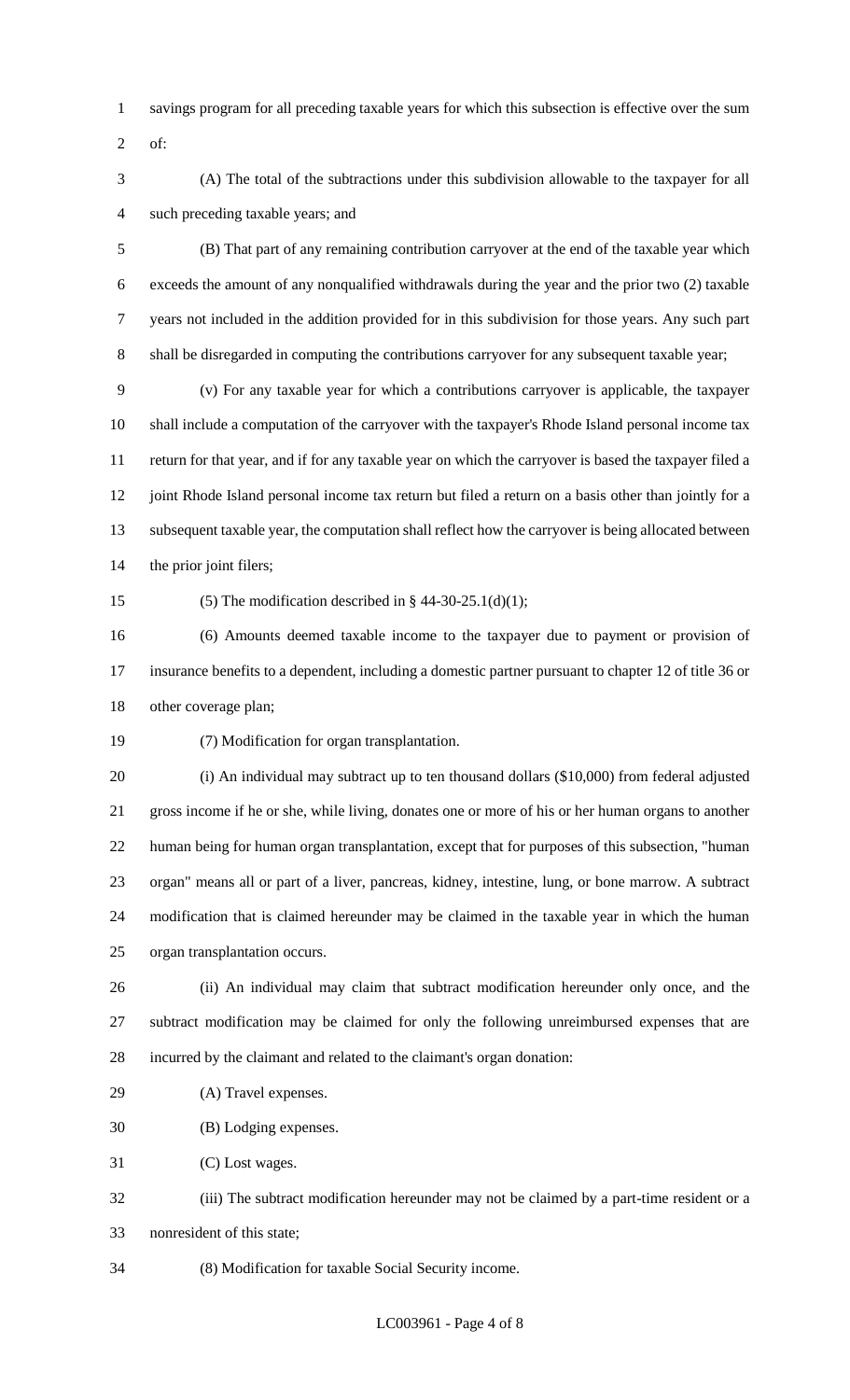savings program for all preceding taxable years for which this subsection is effective over the sum of:

(A) The total of the subtractions under this subdivision allowable to the taxpayer for all such preceding taxable years; and

(B) That part of any remaining contribution carryover at the end of the taxable year which exceeds the amount of any nonqualified withdrawals during the year and the prior two (2) taxable years not included in the addition provided for in this subdivision for those years. Any such part shall be disregarded in computing the contributions carryover for any subsequent taxable year;

(v) For any taxable year for which a contributions carryover is applicable, the taxpayer shall include a computation of the carryover with the taxpayer's Rhode Island personal income tax return for that year, and if for any taxable year on which the carryover is based the taxpayer filed a joint Rhode Island personal income tax return but filed a return on a basis other than jointly for a subsequent taxable year, the computation shall reflect how the carryover is being allocated between the prior joint filers;

(5) The modification described in § 44-30-25.1(d)(1);

(6) Amounts deemed taxable income to the taxpayer due to payment or provision of insurance benefits to a dependent, including a domestic partner pursuant to chapter 12 of title 36 or other coverage plan;

(7) Modification for organ transplantation.

(i) An individual may subtract up to ten thousand dollars ($10,000) from federal adjusted gross income if he or she, while living, donates one or more of his or her human organs to another human being for human organ transplantation, except that for purposes of this subsection, "human organ" means all or part of a liver, pancreas, kidney, intestine, lung, or bone marrow. A subtract modification that is claimed hereunder may be claimed in the taxable year in which the human organ transplantation occurs.

(ii) An individual may claim that subtract modification hereunder only once, and the subtract modification may be claimed for only the following unreimbursed expenses that are incurred by the claimant and related to the claimant's organ donation:

(A) Travel expenses.

(B) Lodging expenses.

(C) Lost wages.

(iii) The subtract modification hereunder may not be claimed by a part-time resident or a nonresident of this state;

(8) Modification for taxable Social Security income.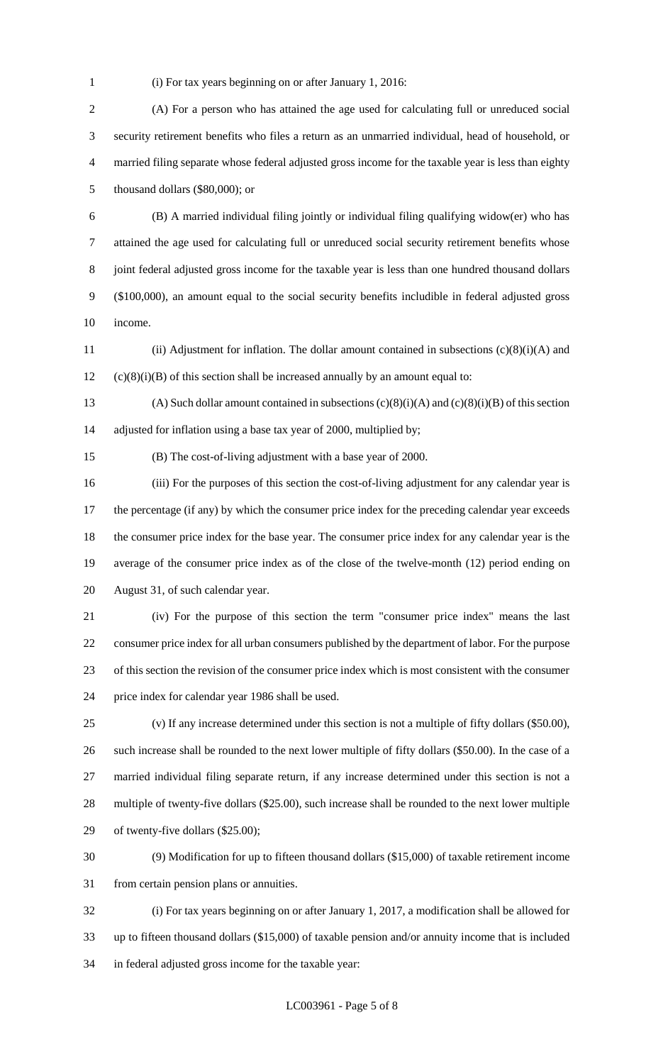(i) For tax years beginning on or after January 1, 2016:

(A) For a person who has attained the age used for calculating full or unreduced social security retirement benefits who files a return as an unmarried individual, head of household, or married filing separate whose federal adjusted gross income for the taxable year is less than eighty thousand dollars ($80,000); or

(B) A married individual filing jointly or individual filing qualifying widow(er) who has attained the age used for calculating full or unreduced social security retirement benefits whose joint federal adjusted gross income for the taxable year is less than one hundred thousand dollars ($100,000), an amount equal to the social security benefits includible in federal adjusted gross income.

(ii) Adjustment for inflation. The dollar amount contained in subsections (c)(8)(i)(A) and (c)(8)(i)(B) of this section shall be increased annually by an amount equal to:

(A) Such dollar amount contained in subsections (c)(8)(i)(A) and (c)(8)(i)(B) of this section adjusted for inflation using a base tax year of 2000, multiplied by;

(B) The cost-of-living adjustment with a base year of 2000.

(iii) For the purposes of this section the cost-of-living adjustment for any calendar year is the percentage (if any) by which the consumer price index for the preceding calendar year exceeds the consumer price index for the base year. The consumer price index for any calendar year is the average of the consumer price index as of the close of the twelve-month (12) period ending on August 31, of such calendar year.

(iv) For the purpose of this section the term "consumer price index" means the last consumer price index for all urban consumers published by the department of labor. For the purpose of this section the revision of the consumer price index which is most consistent with the consumer price index for calendar year 1986 shall be used.

(v) If any increase determined under this section is not a multiple of fifty dollars ($50.00), such increase shall be rounded to the next lower multiple of fifty dollars ($50.00). In the case of a married individual filing separate return, if any increase determined under this section is not a multiple of twenty-five dollars ($25.00), such increase shall be rounded to the next lower multiple of twenty-five dollars ($25.00);

(9) Modification for up to fifteen thousand dollars ($15,000) of taxable retirement income from certain pension plans or annuities.

(i) For tax years beginning on or after January 1, 2017, a modification shall be allowed for up to fifteen thousand dollars ($15,000) of taxable pension and/or annuity income that is included in federal adjusted gross income for the taxable year: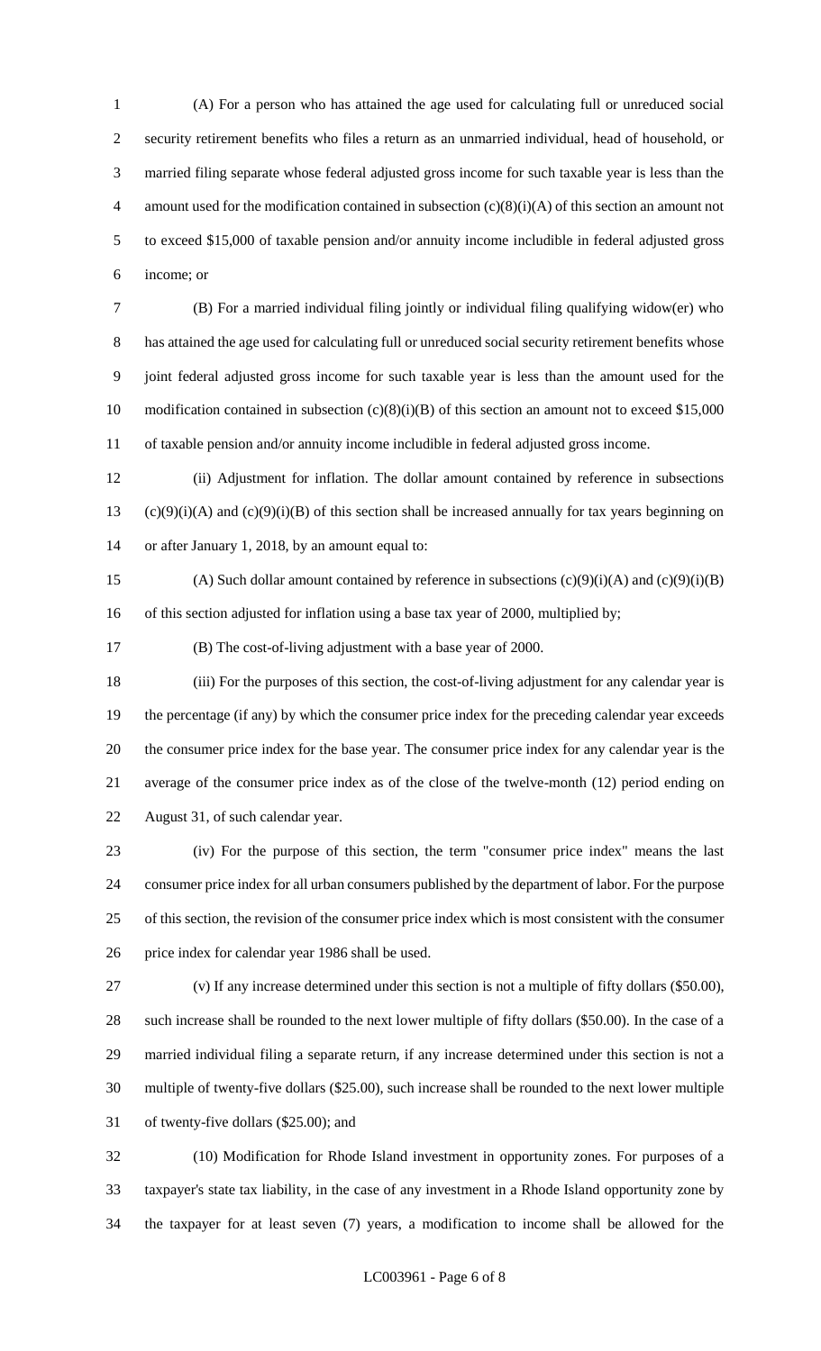(A) For a person who has attained the age used for calculating full or unreduced social security retirement benefits who files a return as an unmarried individual, head of household, or married filing separate whose federal adjusted gross income for such taxable year is less than the amount used for the modification contained in subsection (c)(8)(i)(A) of this section an amount not to exceed $15,000 of taxable pension and/or annuity income includible in federal adjusted gross income; or

(B) For a married individual filing jointly or individual filing qualifying widow(er) who has attained the age used for calculating full or unreduced social security retirement benefits whose joint federal adjusted gross income for such taxable year is less than the amount used for the modification contained in subsection (c)(8)(i)(B) of this section an amount not to exceed $15,000 of taxable pension and/or annuity income includible in federal adjusted gross income.

(ii) Adjustment for inflation. The dollar amount contained by reference in subsections (c)(9)(i)(A) and (c)(9)(i)(B) of this section shall be increased annually for tax years beginning on or after January 1, 2018, by an amount equal to:

(A) Such dollar amount contained by reference in subsections (c)(9)(i)(A) and (c)(9)(i)(B) of this section adjusted for inflation using a base tax year of 2000, multiplied by;

(B) The cost-of-living adjustment with a base year of 2000.

(iii) For the purposes of this section, the cost-of-living adjustment for any calendar year is the percentage (if any) by which the consumer price index for the preceding calendar year exceeds the consumer price index for the base year. The consumer price index for any calendar year is the average of the consumer price index as of the close of the twelve-month (12) period ending on August 31, of such calendar year.

(iv) For the purpose of this section, the term "consumer price index" means the last consumer price index for all urban consumers published by the department of labor. For the purpose of this section, the revision of the consumer price index which is most consistent with the consumer price index for calendar year 1986 shall be used.

(v) If any increase determined under this section is not a multiple of fifty dollars ($50.00), such increase shall be rounded to the next lower multiple of fifty dollars ($50.00). In the case of a married individual filing a separate return, if any increase determined under this section is not a multiple of twenty-five dollars ($25.00), such increase shall be rounded to the next lower multiple of twenty-five dollars ($25.00); and

(10) Modification for Rhode Island investment in opportunity zones. For purposes of a taxpayer's state tax liability, in the case of any investment in a Rhode Island opportunity zone by the taxpayer for at least seven (7) years, a modification to income shall be allowed for the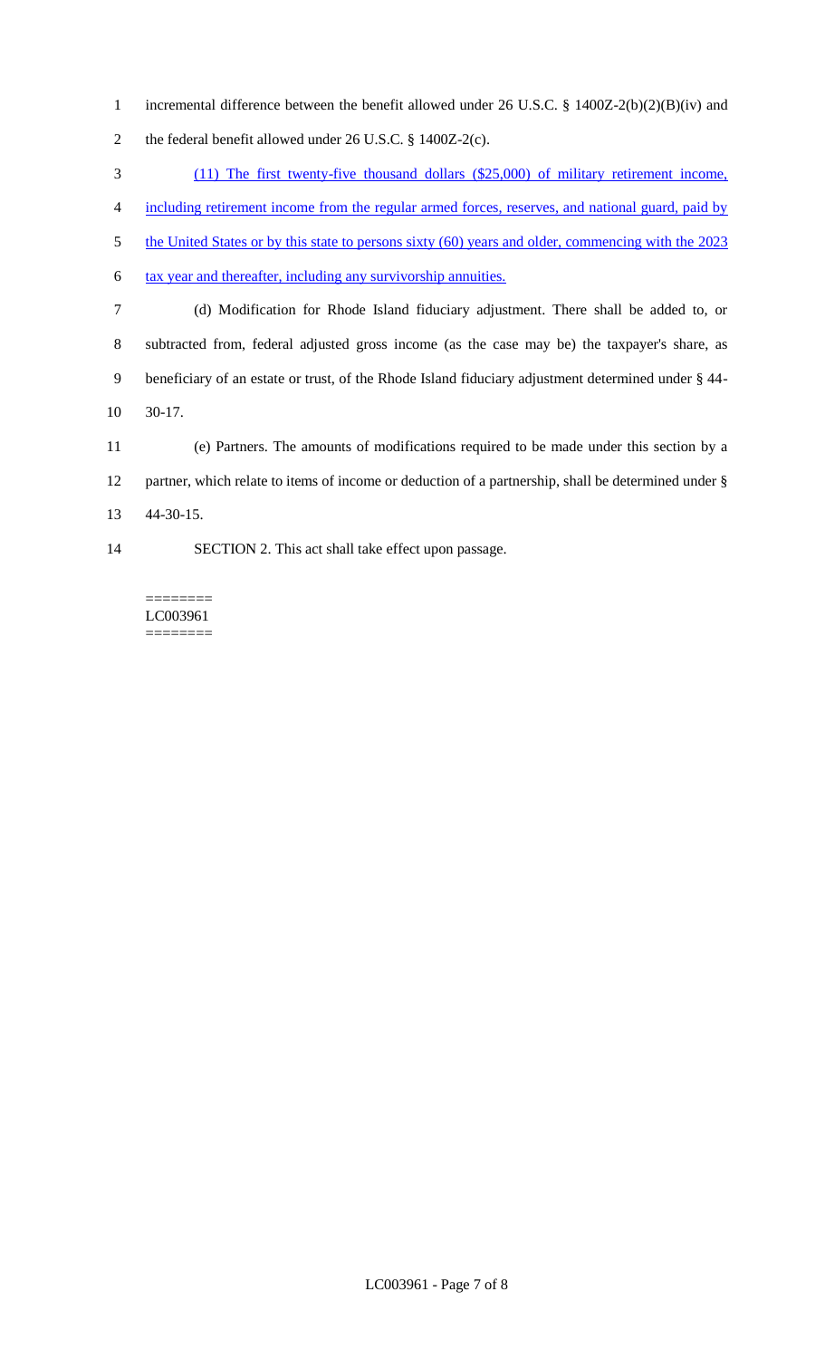incremental difference between the benefit allowed under 26 U.S.C. § 1400Z-2(b)(2)(B)(iv) and the federal benefit allowed under 26 U.S.C. § 1400Z-2(c).

(11) The first twenty-five thousand dollars ($25,000) of military retirement income, including retirement income from the regular armed forces, reserves, and national guard, paid by the United States or by this state to persons sixty (60) years and older, commencing with the 2023 tax year and thereafter, including any survivorship annuities.

(d) Modification for Rhode Island fiduciary adjustment. There shall be added to, or subtracted from, federal adjusted gross income (as the case may be) the taxpayer's share, as beneficiary of an estate or trust, of the Rhode Island fiduciary adjustment determined under § 44-30-17.

(e) Partners. The amounts of modifications required to be made under this section by a partner, which relate to items of income or deduction of a partnership, shall be determined under § 44-30-15.

SECTION 2. This act shall take effect upon passage.

========
LC003961
========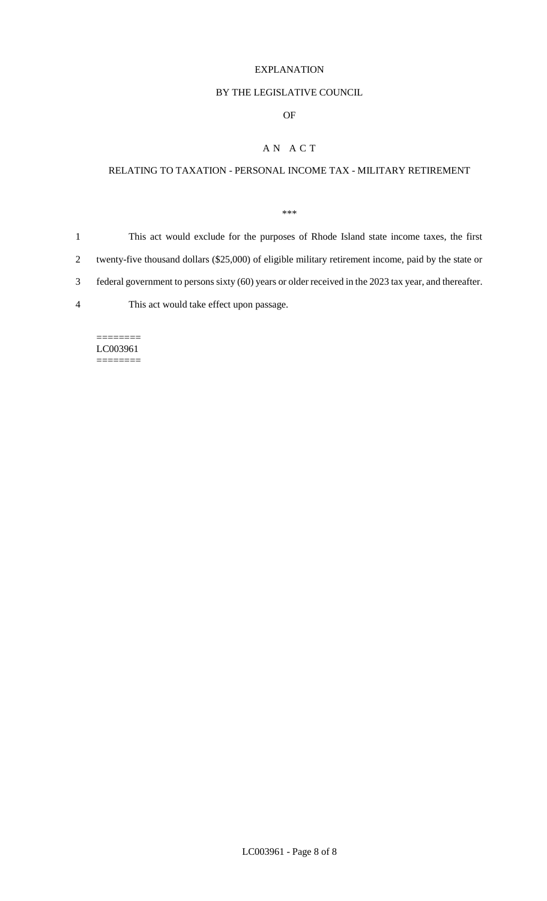EXPLANATION

BY THE LEGISLATIVE COUNCIL

OF

A N A C T

RELATING TO TAXATION - PERSONAL INCOME TAX - MILITARY RETIREMENT

\*\*\*

1 This act would exclude for the purposes of Rhode Island state income taxes, the first
2 twenty-five thousand dollars ($25,000) of eligible military retirement income, paid by the state or
3 federal government to persons sixty (60) years or older received in the 2023 tax year, and thereafter.
4 This act would take effect upon passage.

========
LC003961
========